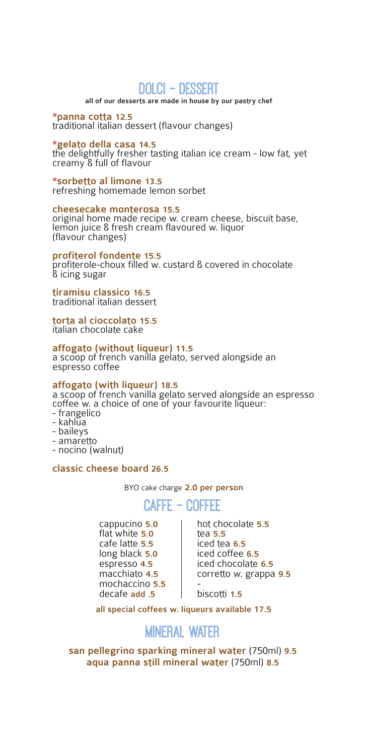# DOLCI - DESSERT

**all of our desserts are made in house by our pastry chef**

**\*panna cotta 12.5**
traditional italian dessert (flavour changes)

**\*gelato della casa 14.5**
the delightfully fresher tasting italian ice cream - low fat, yet creamy & full of flavour

**\*sorbetto al limone 13.5**
refreshing homemade lemon sorbet

**cheesecake monterosa 15.5**
original home made recipe w. cream cheese, biscuit base, lemon juice & fresh cream flavoured w. liquor (flavour changes)

**profiterol fondente 15.5**
profiterole-choux filled w. custard & covered in chocolate & icing sugar

**tiramisu classico 16.5**
traditional italian dessert

**torta al cioccolato 15.5**
italian chocolate cake

**affogato (without liqueur) 11.5**
a scoop of french vanilla gelato, served alongside an espresso coffee

**affogato (with liqueur) 18.5**
a scoop of french vanilla gelato served alongside an espresso coffee w. a choice of one of your favourite liqueur:
- frangelico
- kahlua
- baileys
- amaretto
- nocino (walnut)

**classic cheese board 26.5**

BYO cake charge **2.0 per person**

# CAFFE - COFFEE

| | |
|---|---|
| cappucino **5.0** | hot chocolate **5.5** |
| flat white **5.0** | tea **5.5** |
| cafe latte **5.5** | iced tea **6.5** |
| long black **5.0** | iced coffee **6.5** |
| espresso **4.5** | iced chocolate **6.5** |
| macchiato **4.5** | corretto w. grappa **9.5** |
| mochaccino **5.5** | - |
| decafe **add .5** | biscotti **1.5** |

**all special coffees w. liqueurs available 17.5**

# MINERAL WATER

**san pellegrino sparking mineral water** (750ml) **9.5**
**aqua panna still mineral water** (750ml) **8.5**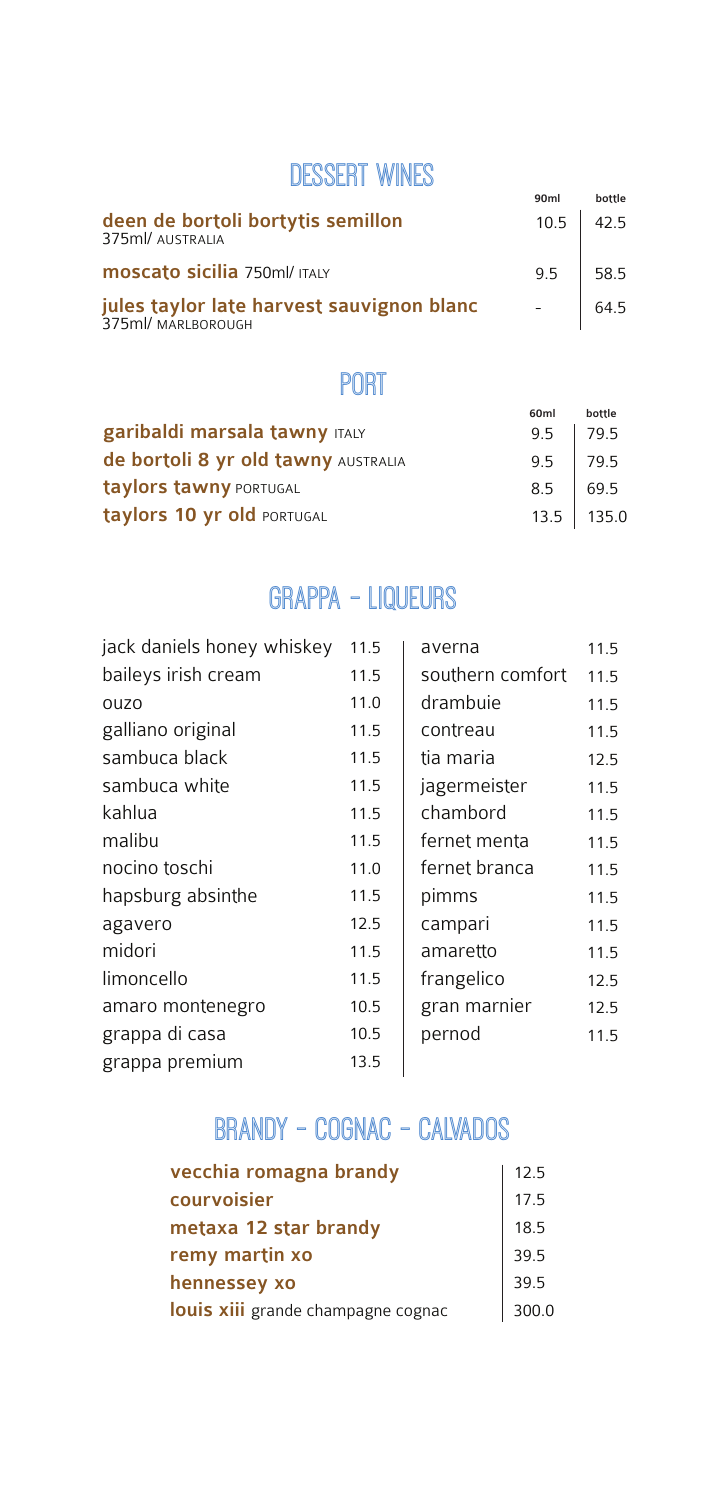## DESSERT WINES

| | 90ml | bottle |
|---|---|---|
| **deen de bortoli bortytis semillon** 375ml/ AUSTRALIA | 10.5 | 42.5 |
| **moscato sicilia** 750ml/ ITALY | 9.5 | 58.5 |
| **jules taylor late harvest sauvignon blanc** 375ml/ MARLBOROUGH | - | 64.5 |

## PORT

| | 60ml | bottle |
|---|---|---|
| **garibaldi marsala tawny** ITALY | 9.5 | 79.5 |
| **de bortoli 8 yr old tawny** AUSTRALIA | 9.5 | 79.5 |
| **taylors tawny** PORTUGAL | 8.5 | 69.5 |
| **taylors 10 yr old** PORTUGAL | 13.5 | 135.0 |

## GRAPPA - LIQUEURS

| | |
|---|---|
| jack daniels honey whiskey | 11.5 |
| baileys irish cream | 11.5 |
| ouzo | 11.0 |
| galliano original | 11.5 |
| sambuca black | 11.5 |
| sambuca white | 11.5 |
| kahlua | 11.5 |
| malibu | 11.5 |
| nocino toschi | 11.0 |
| hapsburg absinthe | 11.5 |
| agavero | 12.5 |
| midori | 11.5 |
| limoncello | 11.5 |
| amaro montenegro | 10.5 |
| grappa di casa | 10.5 |
| grappa premium | 13.5 |
| averna | 11.5 |
| southern comfort | 11.5 |
| drambuie | 11.5 |
| contreau | 11.5 |
| tia maria | 12.5 |
| jagermeister | 11.5 |
| chambord | 11.5 |
| fernet menta | 11.5 |
| fernet branca | 11.5 |
| pimms | 11.5 |
| campari | 11.5 |
| amaretto | 11.5 |
| frangelico | 12.5 |
| gran marnier | 12.5 |
| pernod | 11.5 |

## BRANDY - COGNAC - CALVADOS

| | |
|---|---|
| **vecchia romagna brandy** | 12.5 |
| **courvoisier** | 17.5 |
| **metaxa 12 star brandy** | 18.5 |
| **remy martin xo** | 39.5 |
| **hennessey xo** | 39.5 |
| **louis xiii** grande champagne cognac | 300.0 |